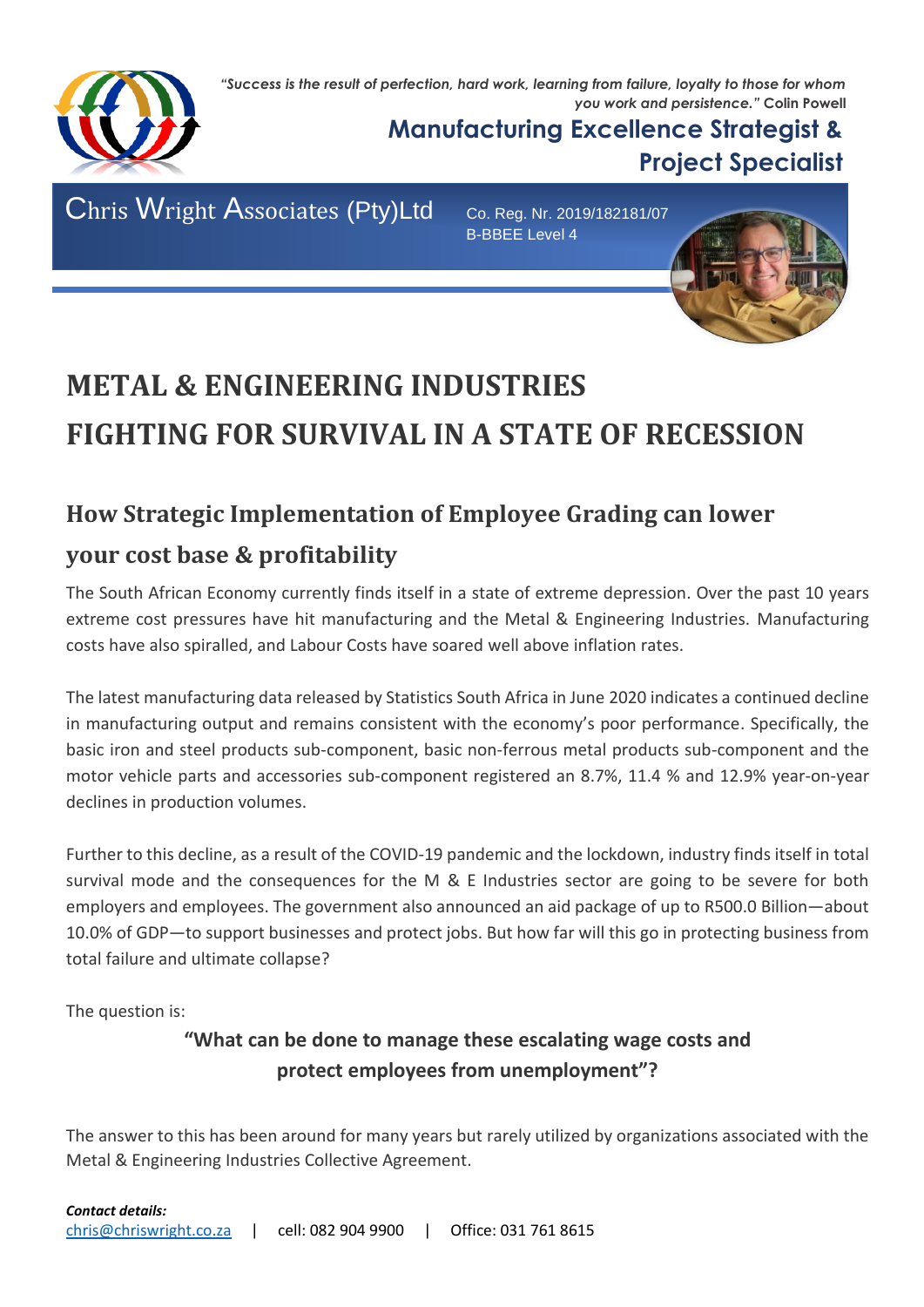*"Success is the result of perfection, hard work, learning from failure, loyalty to those for whom you work and persistence."* **Colin Powell**

**Manufacturing Excellence Strategist & Project Specialist**

Chris Wright Associates (Pty)Ltd

Co. Reg. Nr. 2019/182181/07
B-BBEE Level 4

# METAL & ENGINEERING INDUSTRIES FIGHTING FOR SURVIVAL IN A STATE OF RECESSION

## How Strategic Implementation of Employee Grading can lower your cost base & profitability

The South African Economy currently finds itself in a state of extreme depression. Over the past 10 years extreme cost pressures have hit manufacturing and the Metal & Engineering Industries. Manufacturing costs have also spiralled, and Labour Costs have soared well above inflation rates.

The latest manufacturing data released by Statistics South Africa in June 2020 indicates a continued decline in manufacturing output and remains consistent with the economy's poor performance. Specifically, the basic iron and steel products sub-component, basic non-ferrous metal products sub-component and the motor vehicle parts and accessories sub-component registered an 8.7%, 11.4 % and 12.9% year-on-year declines in production volumes.

Further to this decline, as a result of the COVID-19 pandemic and the lockdown, industry finds itself in total survival mode and the consequences for the M & E Industries sector are going to be severe for both employers and employees. The government also announced an aid package of up to R500.0 Billion—about 10.0% of GDP—to support businesses and protect jobs. But how far will this go in protecting business from total failure and ultimate collapse?

The question is:

**"What can be done to manage these escalating wage costs and protect employees from unemployment"?**

The answer to this has been around for many years but rarely utilized by organizations associated with the Metal & Engineering Industries Collective Agreement.

***Contact details:***
chris@chriswright.co.za | cell: 082 904 9900 | Office: 031 761 8615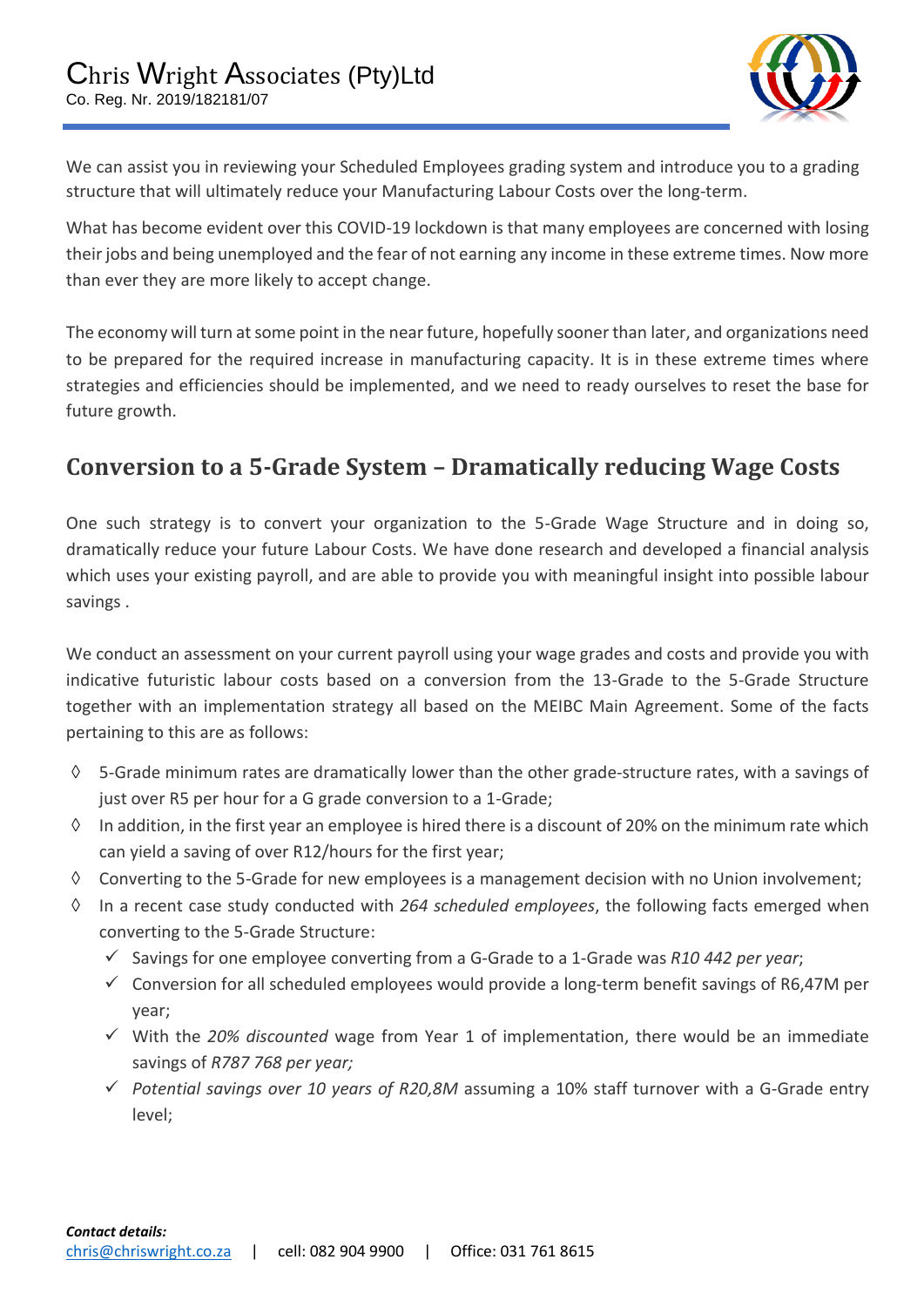We can assist you in reviewing your Scheduled Employees grading system and introduce you to a grading structure that will ultimately reduce your Manufacturing Labour Costs over the long-term.

What has become evident over this COVID-19 lockdown is that many employees are concerned with losing their jobs and being unemployed and the fear of not earning any income in these extreme times. Now more than ever they are more likely to accept change.

The economy will turn at some point in the near future, hopefully sooner than later, and organizations need to be prepared for the required increase in manufacturing capacity. It is in these extreme times where strategies and efficiencies should be implemented, and we need to ready ourselves to reset the base for future growth.

## Conversion to a 5-Grade System – Dramatically reducing Wage Costs

One such strategy is to convert your organization to the 5-Grade Wage Structure and in doing so, dramatically reduce your future Labour Costs. We have done research and developed a financial analysis which uses your existing payroll, and are able to provide you with meaningful insight into possible labour savings .

We conduct an assessment on your current payroll using your wage grades and costs and provide you with indicative futuristic labour costs based on a conversion from the 13-Grade to the 5-Grade Structure together with an implementation strategy all based on the MEIBC Main Agreement. Some of the facts pertaining to this are as follows:

- 5-Grade minimum rates are dramatically lower than the other grade-structure rates, with a savings of just over R5 per hour for a G grade conversion to a 1-Grade;
- In addition, in the first year an employee is hired there is a discount of 20% on the minimum rate which can yield a saving of over R12/hours for the first year;
- Converting to the 5-Grade for new employees is a management decision with no Union involvement;
- In a recent case study conducted with *264 scheduled employees*, the following facts emerged when converting to the 5-Grade Structure:
  - ✓ Savings for one employee converting from a G-Grade to a 1-Grade was *R10 442 per year*;
  - ✓ Conversion for all scheduled employees would provide a long-term benefit savings of R6,47M per year;
  - ✓ With the *20% discounted* wage from Year 1 of implementation, there would be an immediate savings of *R787 768 per year;*
  - ✓ *Potential savings over 10 years of R20,8M* assuming a 10% staff turnover with a G-Grade entry level;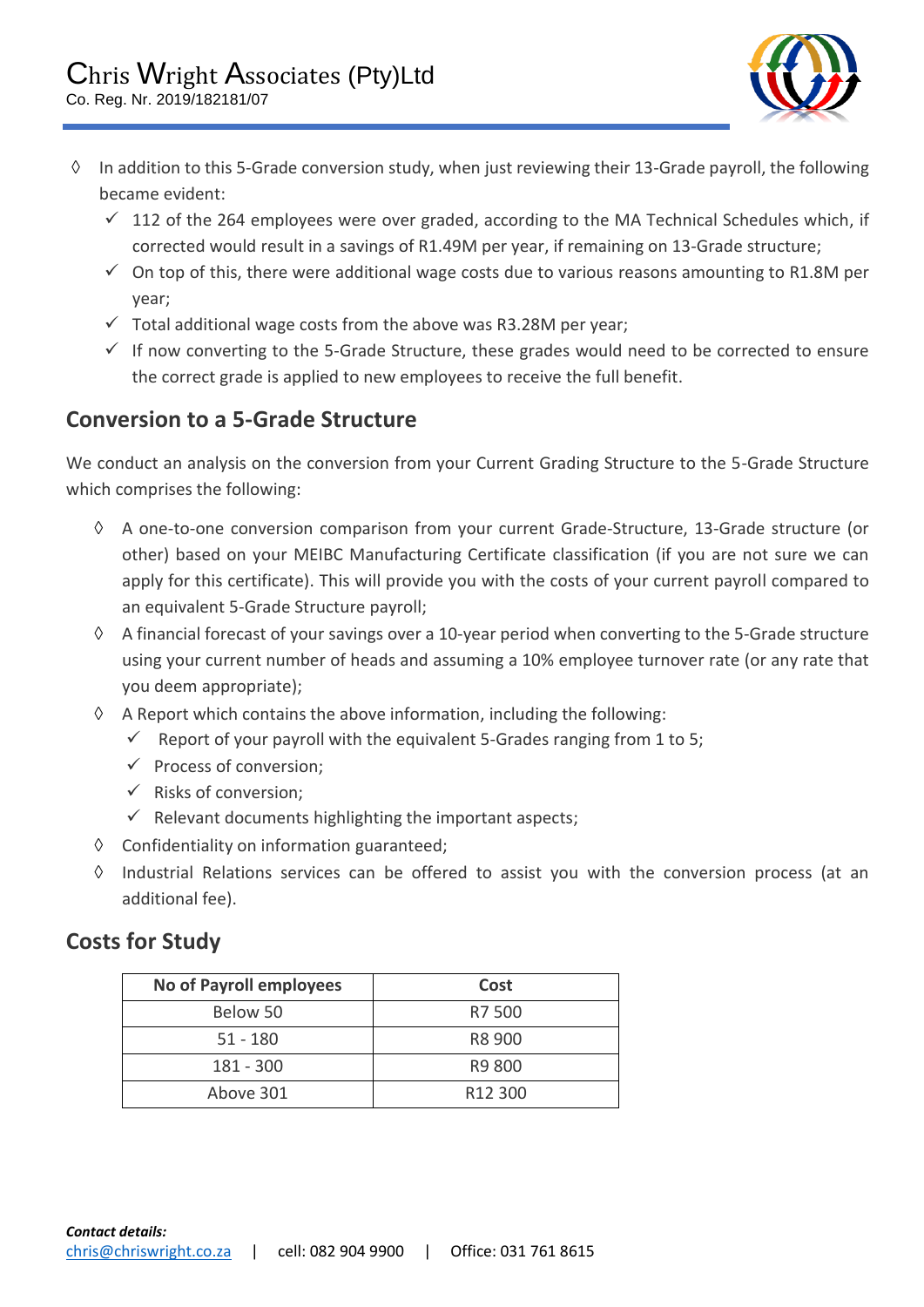- In addition to this 5-Grade conversion study, when just reviewing their 13-Grade payroll, the following became evident:
  - ✓ 112 of the 264 employees were over graded, according to the MA Technical Schedules which, if corrected would result in a savings of R1.49M per year, if remaining on 13-Grade structure;
  - ✓ On top of this, there were additional wage costs due to various reasons amounting to R1.8M per year;
  - ✓ Total additional wage costs from the above was R3.28M per year;
  - ✓ If now converting to the 5-Grade Structure, these grades would need to be corrected to ensure the correct grade is applied to new employees to receive the full benefit.

## Conversion to a 5-Grade Structure

We conduct an analysis on the conversion from your Current Grading Structure to the 5-Grade Structure which comprises the following:

- A one-to-one conversion comparison from your current Grade-Structure, 13-Grade structure (or other) based on your MEIBC Manufacturing Certificate classification (if you are not sure we can apply for this certificate). This will provide you with the costs of your current payroll compared to an equivalent 5-Grade Structure payroll;
- A financial forecast of your savings over a 10-year period when converting to the 5-Grade structure using your current number of heads and assuming a 10% employee turnover rate (or any rate that you deem appropriate);
- A Report which contains the above information, including the following:
  - ✓ Report of your payroll with the equivalent 5-Grades ranging from 1 to 5;
  - ✓ Process of conversion;
  - ✓ Risks of conversion;
  - ✓ Relevant documents highlighting the important aspects;
- Confidentiality on information guaranteed;
- Industrial Relations services can be offered to assist you with the conversion process (at an additional fee).

## Costs for Study

| No of Payroll employees | Cost |
|---|---|
| Below 50 | R7 500 |
| 51 - 180 | R8 900 |
| 181 - 300 | R9 800 |
| Above 301 | R12 300 |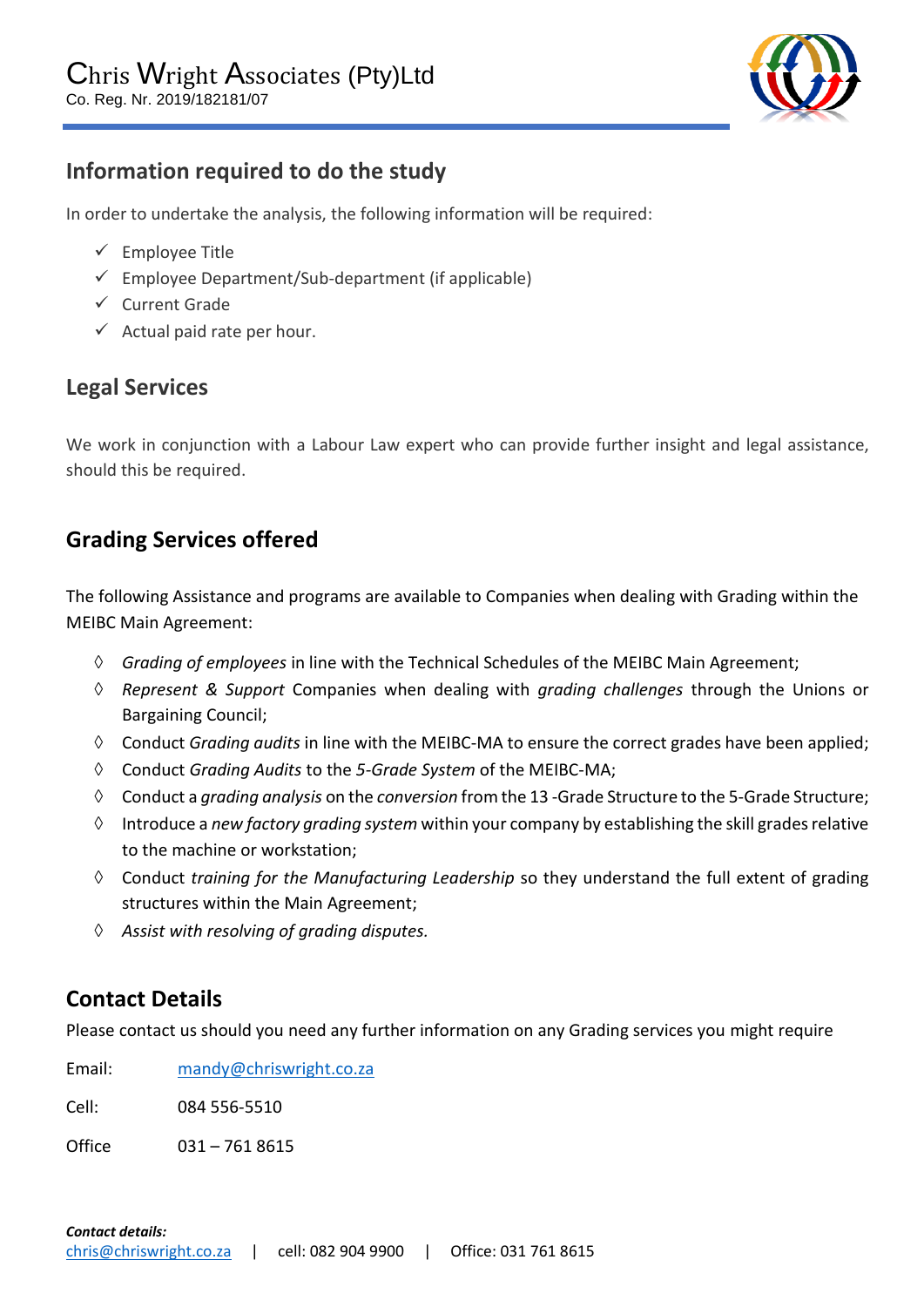## Information required to do the study

In order to undertake the analysis, the following information will be required:

- ✓ Employee Title
- ✓ Employee Department/Sub-department (if applicable)
- ✓ Current Grade
- ✓ Actual paid rate per hour.

## Legal Services

We work in conjunction with a Labour Law expert who can provide further insight and legal assistance, should this be required.

## Grading Services offered

The following Assistance and programs are available to Companies when dealing with Grading within the MEIBC Main Agreement:

- ◊ *Grading of employees* in line with the Technical Schedules of the MEIBC Main Agreement;
- ◊ *Represent & Support* Companies when dealing with *grading challenges* through the Unions or Bargaining Council;
- ◊ Conduct *Grading audits* in line with the MEIBC-MA to ensure the correct grades have been applied;
- ◊ Conduct *Grading Audits* to the *5-Grade System* of the MEIBC-MA;
- ◊ Conduct a *grading analysis* on the *conversion* from the 13 -Grade Structure to the 5-Grade Structure;
- ◊ Introduce a *new factory grading system* within your company by establishing the skill grades relative to the machine or workstation;
- ◊ Conduct *training for the Manufacturing Leadership* so they understand the full extent of grading structures within the Main Agreement;
- ◊ *Assist with resolving of grading disputes.*

## Contact Details

Please contact us should you need any further information on any Grading services you might require

Email: mandy@chriswright.co.za

Cell: 084 556-5510

Office 031 – 761 8615